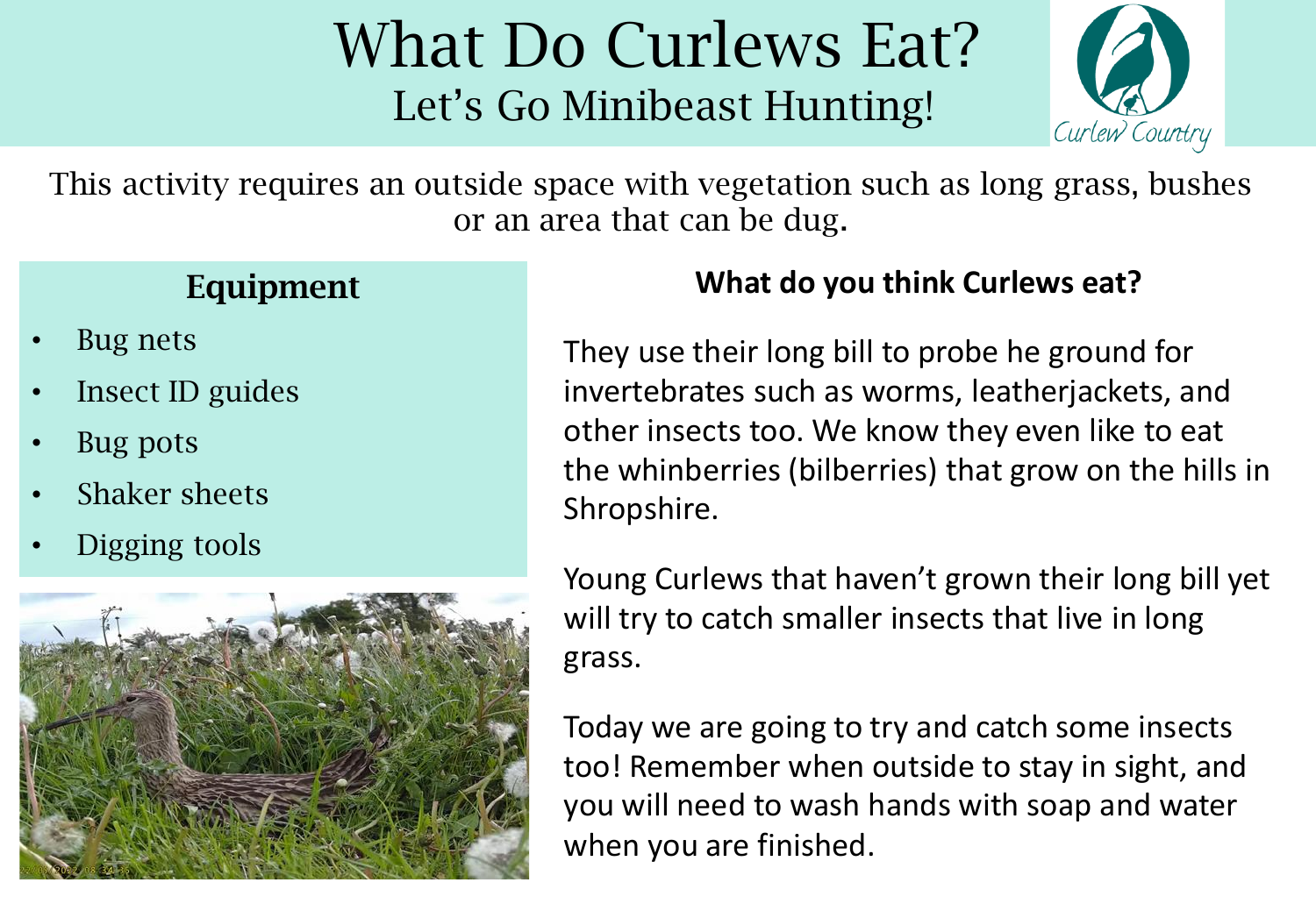# What Do Curlews Eat?

## Let's Go Minibeast Hunting!

Curlew Country

This activity requires an outside space with vegetation such as long grass, bushes or an area that can be dug.

### Equipment

- Bug nets
- Insect ID guides
- Bug pots
- Shaker sheets
- Digging tools

**What do you think Curlews eat?**

They use their long bill to probe he ground for invertebrates such as worms, leatherjackets, and other insects too. We know they even like to eat the whinberries (bilberries) that grow on the hills in Shropshire.

Young Curlews that haven't grown their long bill yet will try to catch smaller insects that live in long grass.

Today we are going to try and catch some insects too! Remember when outside to stay in sight, and you will need to wash hands with soap and water when you are finished.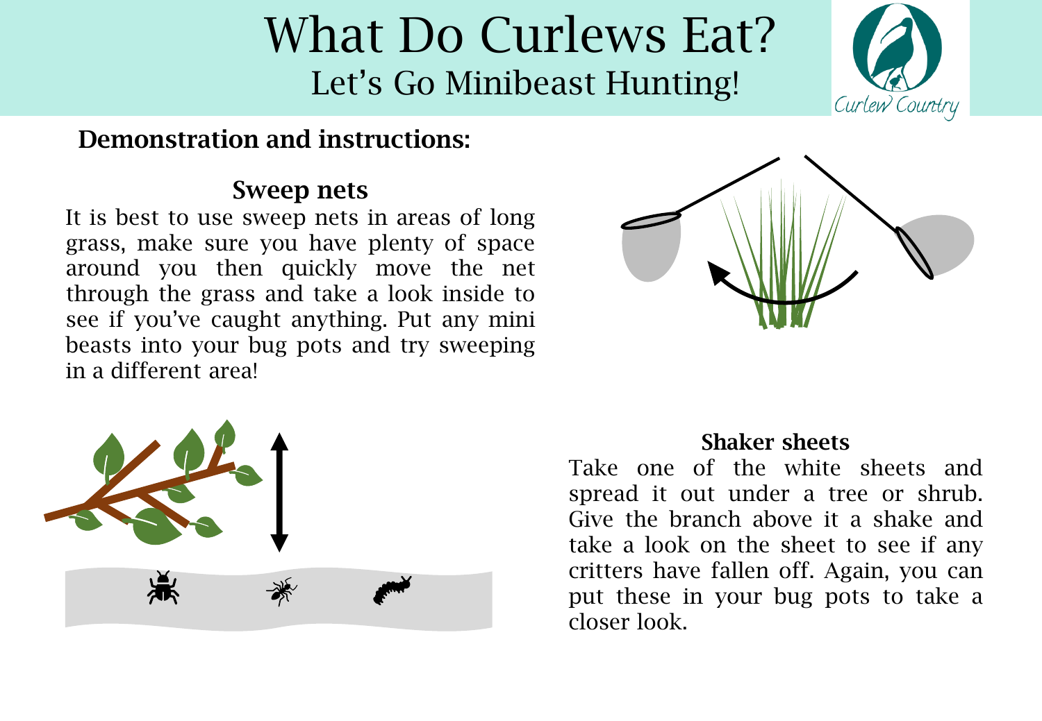# What Do Curlews Eat?

## Let's Go Minibeast Hunting!

### Demonstration and instructions:

### Sweep nets

It is best to use sweep nets in areas of long grass, make sure you have plenty of space around you then quickly move the net through the grass and take a look inside to see if you've caught anything. Put any mini beasts into your bug pots and try sweeping in a different area!

### Shaker sheets

Take one of the white sheets and spread it out under a tree or shrub. Give the branch above it a shake and take a look on the sheet to see if any critters have fallen off. Again, you can put these in your bug pots to take a closer look.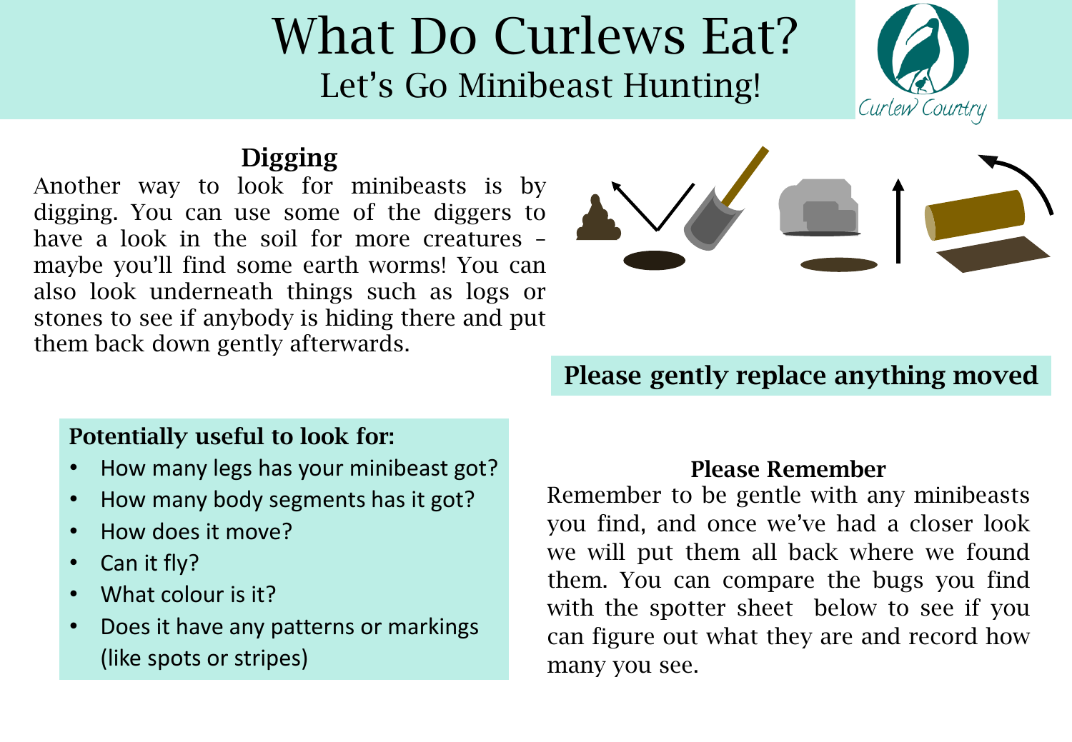# What Do Curlews Eat?

## Let's Go Minibeast Hunting!

Curlew Country

### Digging

Another way to look for minibeasts is by digging. You can use some of the diggers to have a look in the soil for more creatures – maybe you'll find some earth worms! You can also look underneath things such as logs or stones to see if anybody is hiding there and put them back down gently afterwards.

**Please gently replace anything moved**

**Potentially useful to look for:**

- How many legs has your minibeast got?
- How many body segments has it got?
- How does it move?
- Can it fly?
- What colour is it?
- Does it have any patterns or markings (like spots or stripes)

### Please Remember

Remember to be gentle with any minibeasts you find, and once we've had a closer look we will put them all back where we found them. You can compare the bugs you find with the spotter sheet below to see if you can figure out what they are and record how many you see.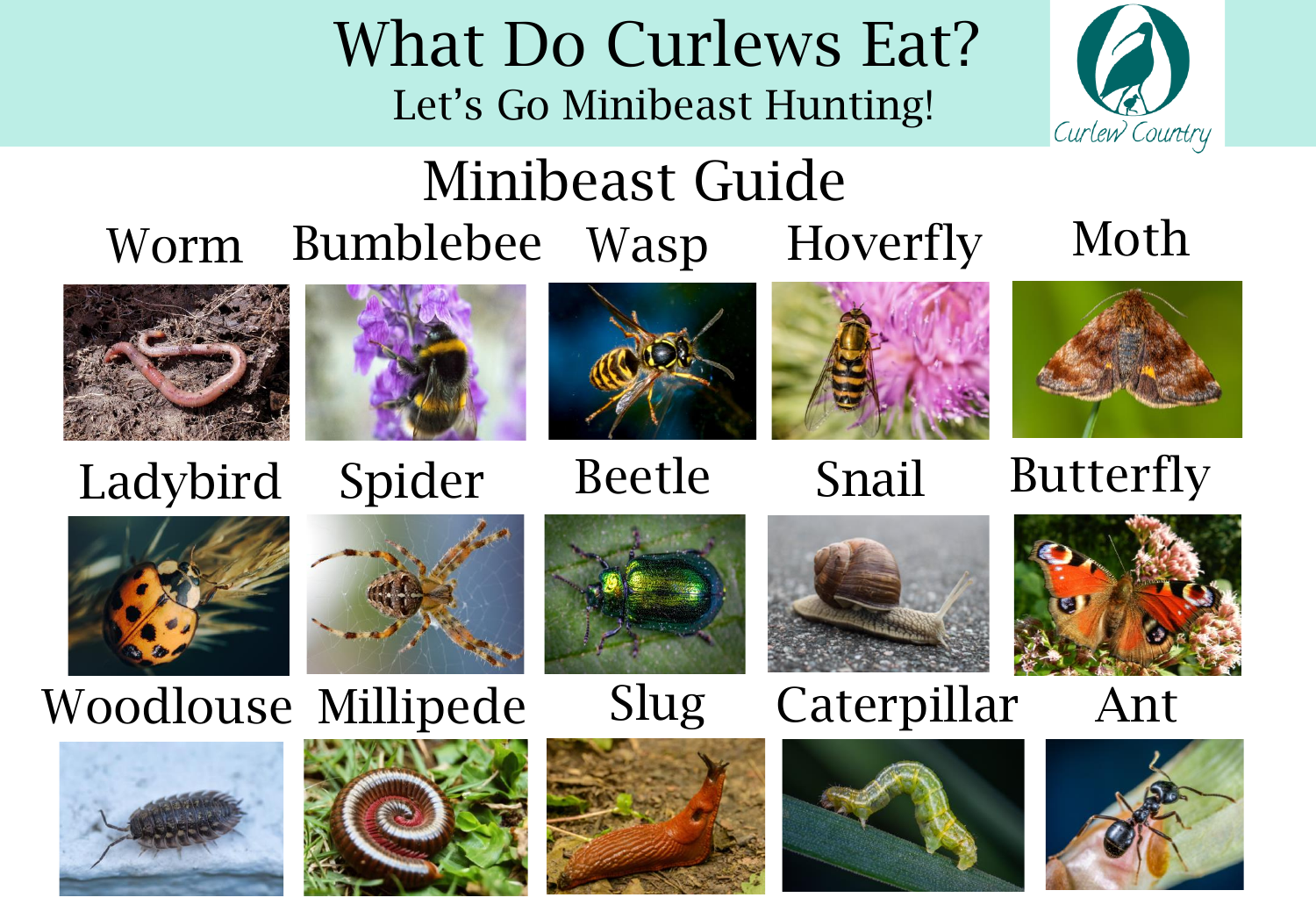# What Do Curlews Eat?

Let's Go Minibeast Hunting!

Curlew Country

## Minibeast Guide

Worm Bumblebee Wasp Hoverfly Moth

Ladybird Spider Beetle Snail Butterfly

Woodlouse Millipede Slug Caterpillar Ant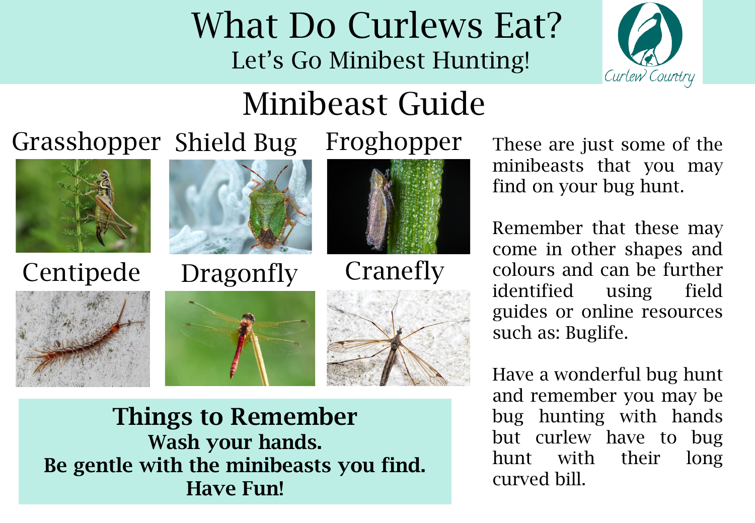# What Do Curlews Eat?

## Let's Go Minibest Hunting!

Curlew Country

## Minibeast Guide

Grasshopper

Shield Bug

Froghopper

Centipede

Dragonfly

Cranefly

These are just some of the minibeasts that you may find on your bug hunt.

Remember that these may come in other shapes and colours and can be further identified using field guides or online resources such as: Buglife.

Have a wonderful bug hunt and remember you may be bug hunting with hands but curlew have to bug hunt with their long curved bill.

**Things to Remember**

**Wash your hands.**

**Be gentle with the minibeasts you find.**

**Have Fun!**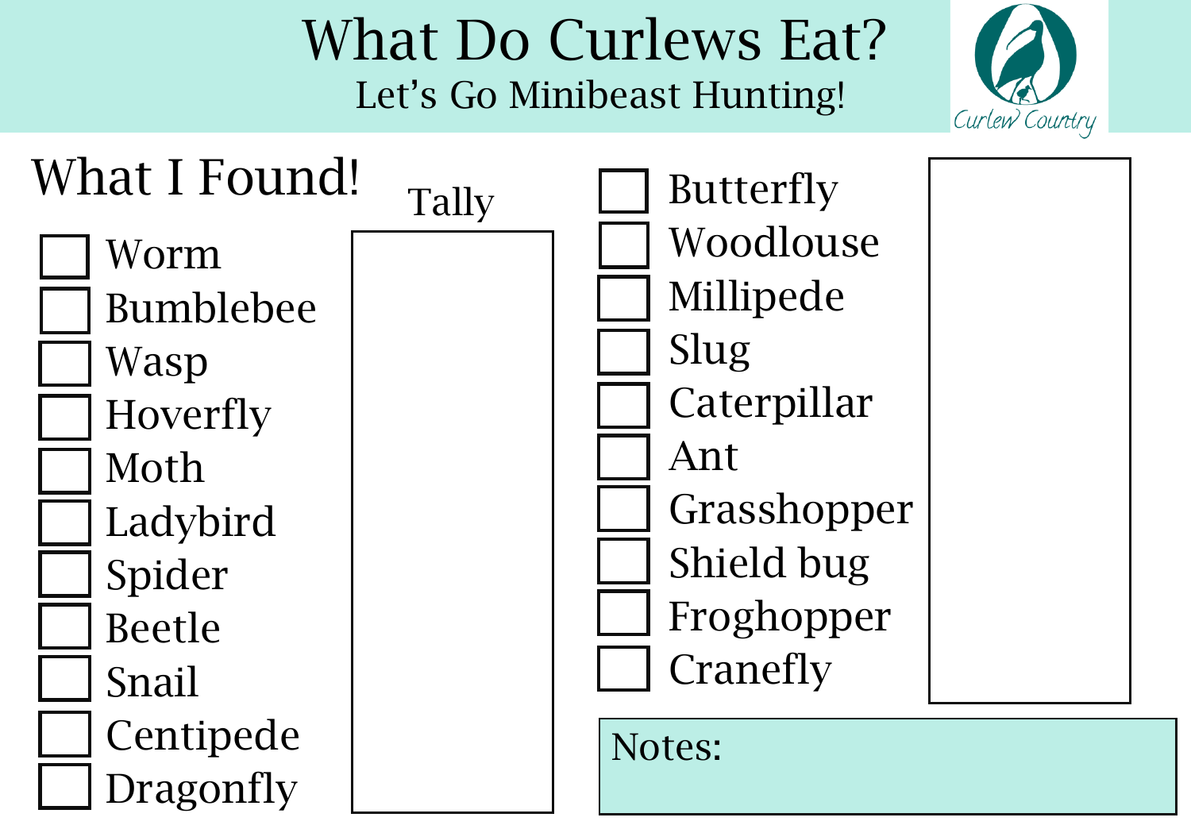# What Do Curlews Eat?

## Let's Go Minibeast Hunting!

Curlew Country

## What I Found!

| | Tally |
|---|---|
| ☐ Worm | |
| ☐ Bumblebee | |
| ☐ Wasp | |
| ☐ Hoverfly | |
| ☐ Moth | |
| ☐ Ladybird | |
| ☐ Spider | |
| ☐ Beetle | |
| ☐ Snail | |
| ☐ Centipede | |
| ☐ Dragonfly | |

| | |
|---|---|
| ☐ Butterfly | |
| ☐ Woodlouse | |
| ☐ Millipede | |
| ☐ Slug | |
| ☐ Caterpillar | |
| ☐ Ant | |
| ☐ Grasshopper | |
| ☐ Shield bug | |
| ☐ Froghopper | |
| ☐ Cranefly | |

Notes: